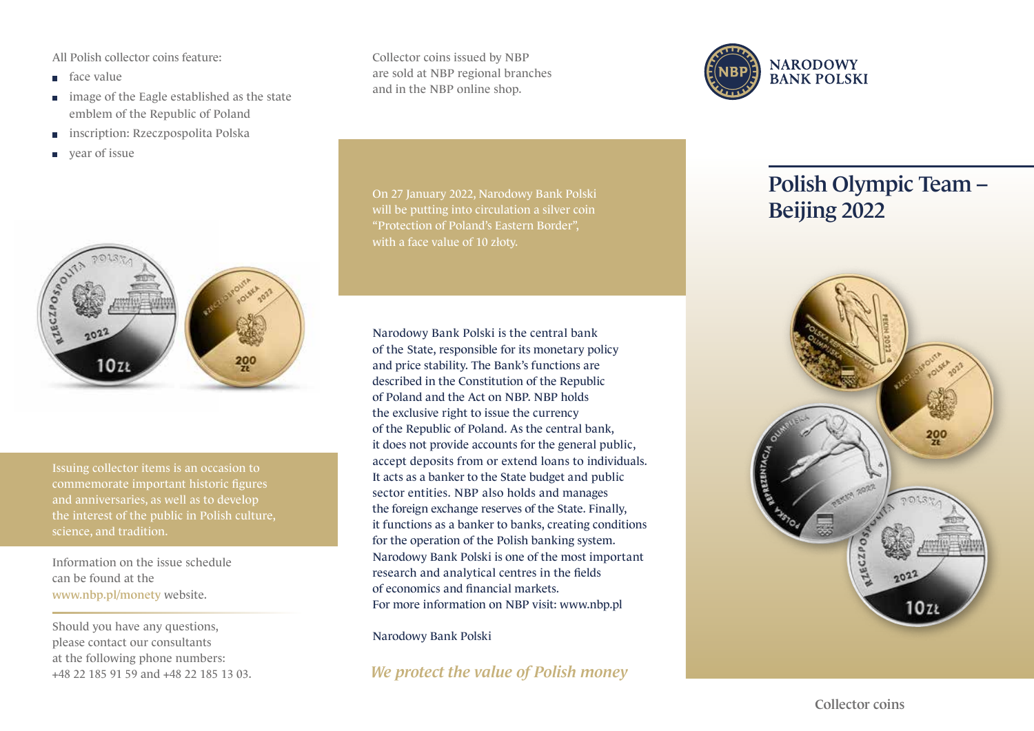All Polish collector coins feature:

- face value
- image of the Eagle established as the state emblem of the Republic of Poland
- inscription: Rzeczpospolita Polska
- year of issue

Issuing collector items is an occasion to commemorate important historic figures and anniversaries, as well as to develop the interest of the public in Polish culture, science, and tradition.

Information on the issue schedule can be found at the www.nbp.pl/monety website.

Should you have any questions, please contact our consultants at the following phone numbers: +48 22 185 91 59 and +48 22 185 13 03.

Collector coins issued by NBP are sold at NBP regional branches and in the NBP online shop.

On 27 January 2022, Narodowy Bank Polski will be putting into circulation a silver coin "Protection of Poland's Eastern Border", with a face value of 10 złoty.

Narodowy Bank Polski is the central bank of the State, responsible for its monetary policy and price stability. The Bank's functions are described in the Constitution of the Republic of Poland and the Act on NBP. NBP holds the exclusive right to issue the currency of the Republic of Poland. As the central bank, it does not provide accounts for the general public, accept deposits from or extend loans to individuals. It acts as a banker to the State budget and public sector entities. NBP also holds and manages the foreign exchange reserves of the State. Finally, it functions as a banker to banks, creating conditions for the operation of the Polish banking system. Narodowy Bank Polski is one of the most important research and analytical centres in the fields of economics and financial markets.
For more information on NBP visit: www.nbp.pl

Narodowy Bank Polski

*We protect the value of Polish money*

NARODOWY BANK POLSKI

# Polish Olympic Team – Beijing 2022

Collector coins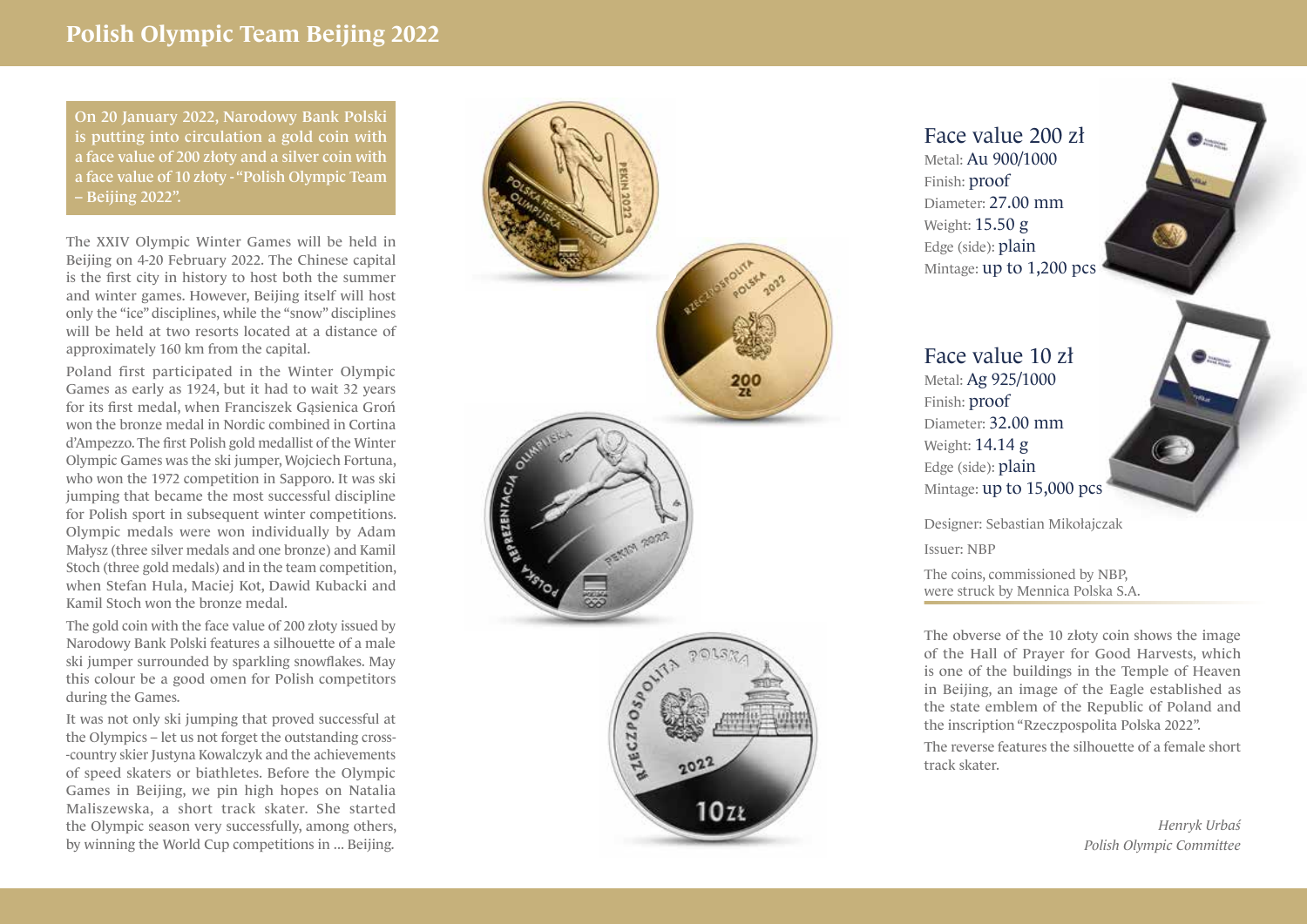# Polish Olympic Team Beijing 2022

**On 20 January 2022, Narodowy Bank Polski is putting into circulation a gold coin with a face value of 200 złoty and a silver coin with a face value of 10 złoty - "Polish Olympic Team – Beijing 2022".**

The XXIV Olympic Winter Games will be held in Beijing on 4-20 February 2022. The Chinese capital is the first city in history to host both the summer and winter games. However, Beijing itself will host only the "ice" disciplines, while the "snow" disciplines will be held at two resorts located at a distance of approximately 160 km from the capital.

Poland first participated in the Winter Olympic Games as early as 1924, but it had to wait 32 years for its first medal, when Franciszek Gąsienica Groń won the bronze medal in Nordic combined in Cortina d'Ampezzo. The first Polish gold medallist of the Winter Olympic Games was the ski jumper, Wojciech Fortuna, who won the 1972 competition in Sapporo. It was ski jumping that became the most successful discipline for Polish sport in subsequent winter competitions. Olympic medals were won individually by Adam Małysz (three silver medals and one bronze) and Kamil Stoch (three gold medals) and in the team competition, when Stefan Hula, Maciej Kot, Dawid Kubacki and Kamil Stoch won the bronze medal.

The gold coin with the face value of 200 złoty issued by Narodowy Bank Polski features a silhouette of a male ski jumper surrounded by sparkling snowflakes. May this colour be a good omen for Polish competitors during the Games.

It was not only ski jumping that proved successful at the Olympics – let us not forget the outstanding cross-country skier Justyna Kowalczyk and the achievements of speed skaters or biathletes. Before the Olympic Games in Beijing, we pin high hopes on Natalia Maliszewska, a short track skater. She started the Olympic season very successfully, among others, by winning the World Cup competitions in ... Beijing.

## Face value 200 zł

Metal: Au 900/1000
Finish: proof
Diameter: 27.00 mm
Weight: 15.50 g
Edge (side): plain
Mintage: up to 1,200 pcs

## Face value 10 zł

Metal: Ag 925/1000
Finish: proof
Diameter: 32.00 mm
Weight: 14.14 g
Edge (side): plain
Mintage: up to 15,000 pcs

Designer: Sebastian Mikołajczak

Issuer: NBP

The coins, commissioned by NBP, were struck by Mennica Polska S.A.

The obverse of the 10 złoty coin shows the image of the Hall of Prayer for Good Harvests, which is one of the buildings in the Temple of Heaven in Beijing, an image of the Eagle established as the state emblem of the Republic of Poland and the inscription "Rzeczpospolita Polska 2022".

The reverse features the silhouette of a female short track skater.

*Henryk Urbaś*
*Polish Olympic Committee*